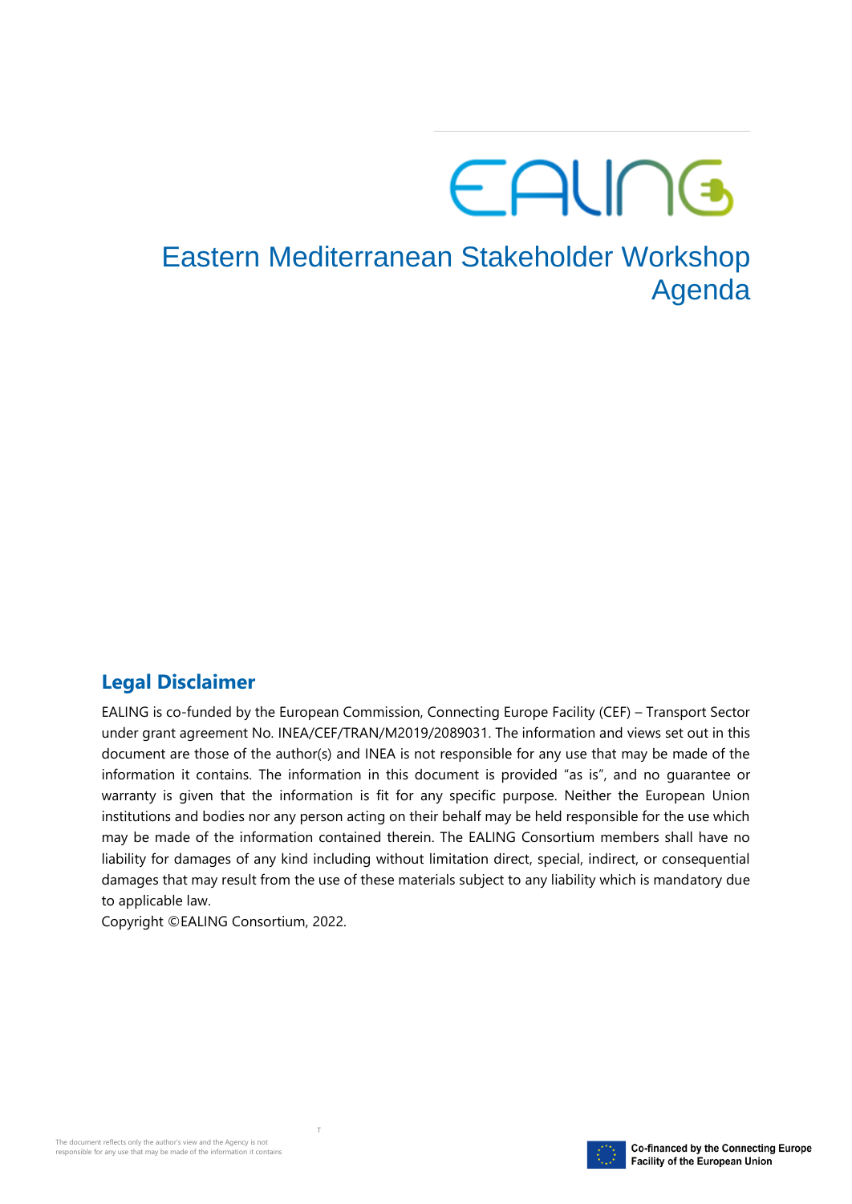EALING

# Eastern Mediterranean Stakeholder Workshop Agenda

## Legal Disclaimer

EALING is co-funded by the European Commission, Connecting Europe Facility (CEF) – Transport Sector under grant agreement No. INEA/CEF/TRAN/M2019/2089031. The information and views set out in this document are those of the author(s) and INEA is not responsible for any use that may be made of the information it contains. The information in this document is provided "as is", and no guarantee or warranty is given that the information is fit for any specific purpose. Neither the European Union institutions and bodies nor any person acting on their behalf may be held responsible for the use which may be made of the information contained therein. The EALING Consortium members shall have no liability for damages of any kind including without limitation direct, special, indirect, or consequential damages that may result from the use of these materials subject to any liability which is mandatory due to applicable law.

Copyright ©EALING Consortium, 2022.

The document reflects only the author's view and the Agency is not responsible for any use that may be made of the information it contains

Co-financed by the Connecting Europe Facility of the European Union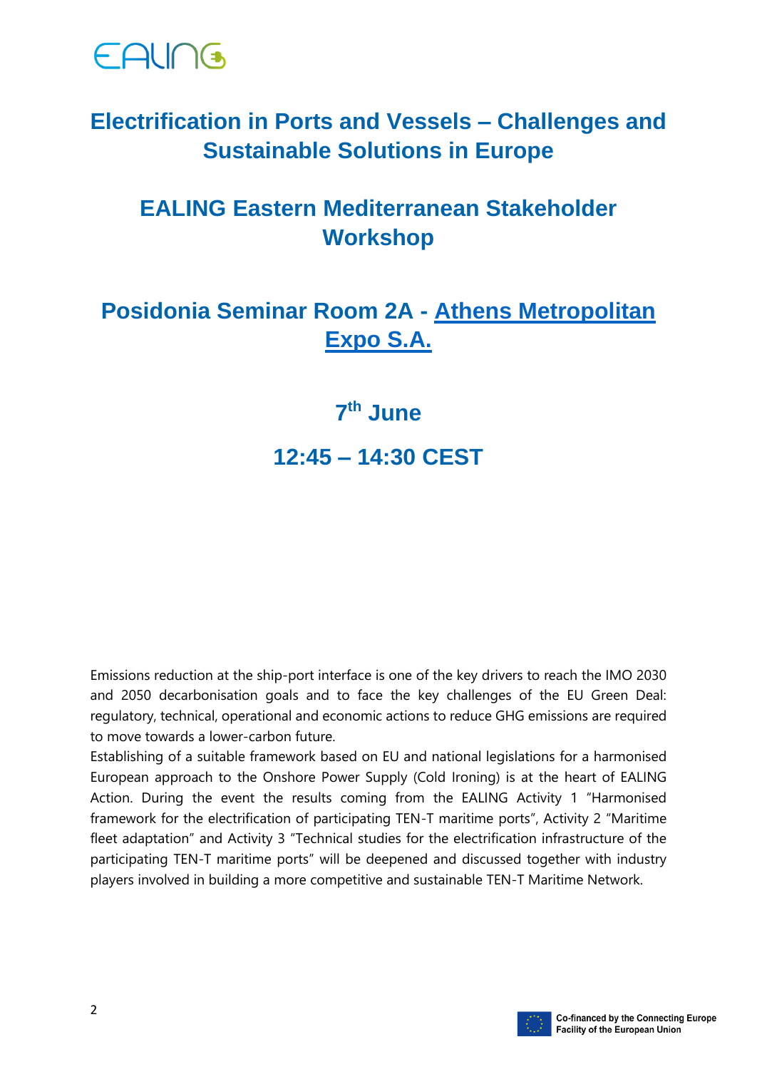# Electrification in Ports and Vessels – Challenges and Sustainable Solutions in Europe

## EALING Eastern Mediterranean Stakeholder Workshop

## Posidonia Seminar Room 2A - Athens Metropolitan Expo S.A.

## 7th June

## 12:45 – 14:30 CEST

Emissions reduction at the ship-port interface is one of the key drivers to reach the IMO 2030 and 2050 decarbonisation goals and to face the key challenges of the EU Green Deal: regulatory, technical, operational and economic actions to reduce GHG emissions are required to move towards a lower-carbon future.

Establishing of a suitable framework based on EU and national legislations for a harmonised European approach to the Onshore Power Supply (Cold Ironing) is at the heart of EALING Action. During the event the results coming from the EALING Activity 1 "Harmonised framework for the electrification of participating TEN-T maritime ports", Activity 2 "Maritime fleet adaptation" and Activity 3 "Technical studies for the electrification infrastructure of the participating TEN-T maritime ports" will be deepened and discussed together with industry players involved in building a more competitive and sustainable TEN-T Maritime Network.

Co-financed by the Connecting Europe Facility of the European Union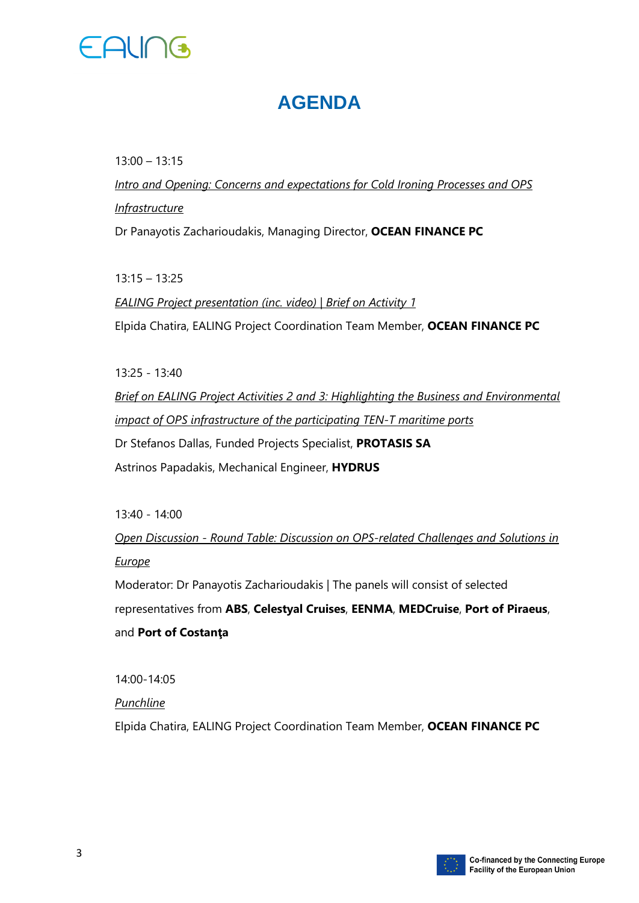# AGENDA

13:00 – 13:15

*Intro and Opening: Concerns and expectations for Cold Ironing Processes and OPS Infrastructure*

Dr Panayotis Zacharioudakis, Managing Director, **OCEAN FINANCE PC**

13:15 – 13:25

*EALING Project presentation (inc. video) | Brief on Activity 1*

Elpida Chatira, EALING Project Coordination Team Member, **OCEAN FINANCE PC**

13:25 - 13:40

*Brief on EALING Project Activities 2 and 3: Highlighting the Business and Environmental impact of OPS infrastructure of the participating TEN-T maritime ports*

Dr Stefanos Dallas, Funded Projects Specialist, **PROTASIS SA**

Astrinos Papadakis, Mechanical Engineer, **HYDRUS**

13:40 - 14:00

*Open Discussion - Round Table: Discussion on OPS-related Challenges and Solutions in Europe*

Moderator: Dr Panayotis Zacharioudakis | The panels will consist of selected representatives from **ABS**, **Celestyal Cruises**, **EENMA**, **MEDCruise**, **Port of Piraeus**, and **Port of Costanţa**

14:00-14:05

*Punchline*

Elpida Chatira, EALING Project Coordination Team Member, **OCEAN FINANCE PC**

Co-financed by the Connecting Europe Facility of the European Union